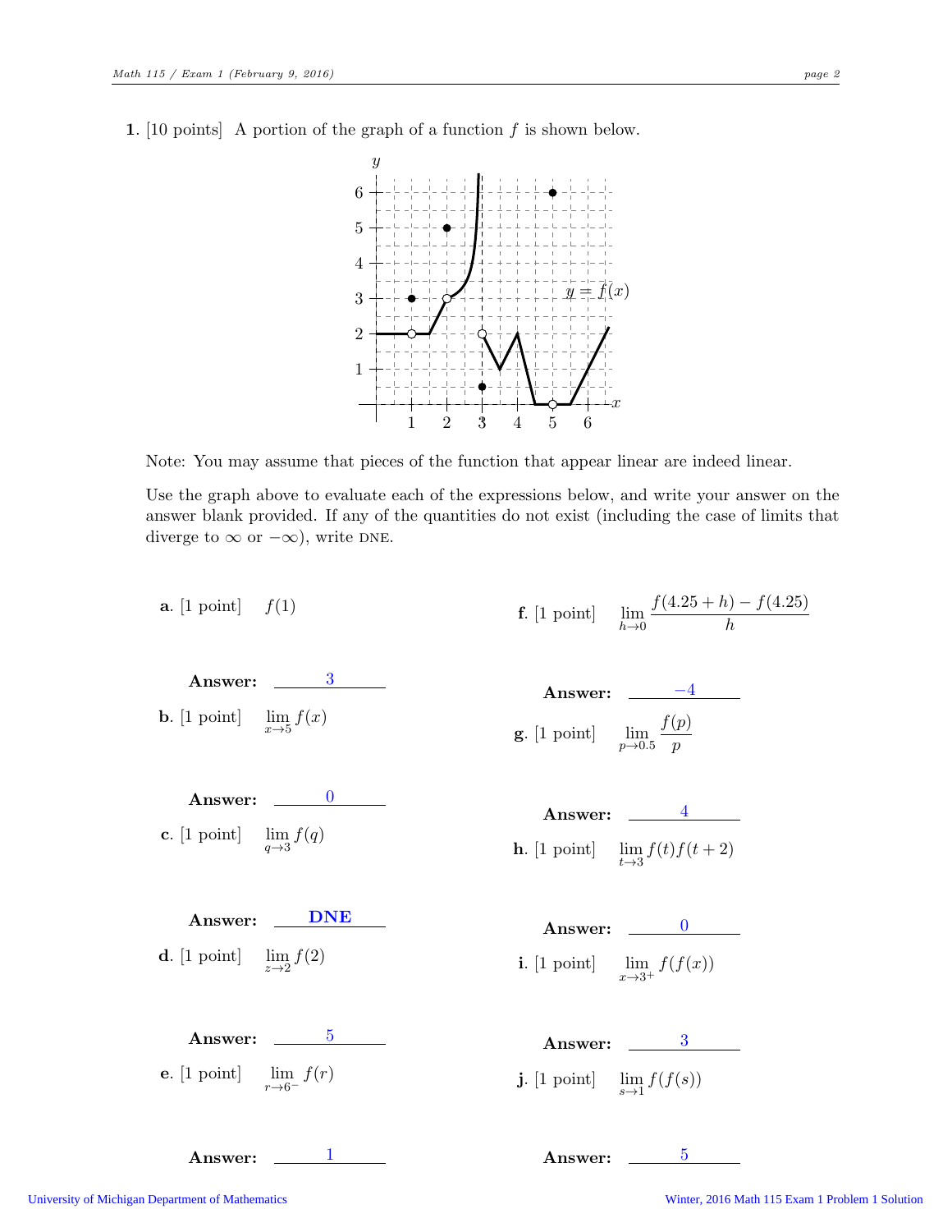**1.** [10 points] A portion of the graph of a function $f$ is shown below.

$y$

6
5
4
3
2
1

1 2 3 4 5 6 $x$

$y = f(x)$

Note: You may assume that pieces of the function that appear linear are indeed linear.

Use the graph above to evaluate each of the expressions below, and write your answer on the answer blank provided. If any of the quantities do not exist (including the case of limits that diverge to $\infty$ or $-\infty$), write DNE.

**a.** [1 point] $f(1)$

**Answer:** 3

**b.** [1 point] $\lim_{x \to 5} f(x)$

**Answer:** 0

**c.** [1 point] $\lim_{q \to 3} f(q)$

**Answer:** **DNE**

**d.** [1 point] $\lim_{z \to 2} f(2)$

**Answer:** 5

**e.** [1 point] $\lim_{r \to 6^-} f(r)$

**Answer:** 1

**f.** [1 point] $\lim_{h \to 0} \frac{f(4.25 + h) - f(4.25)}{h}$

**Answer:** $-4$

**g.** [1 point] $\lim_{p \to 0.5} \frac{f(p)}{p}$

**Answer:** 4

**h.** [1 point] $\lim_{t \to 3} f(t)f(t + 2)$

**Answer:** 0

**i.** [1 point] $\lim_{x \to 3^+} f(f(x))$

**Answer:** 3

**j.** [1 point] $\lim_{s \to 1} f(f(s))$

**Answer:** 5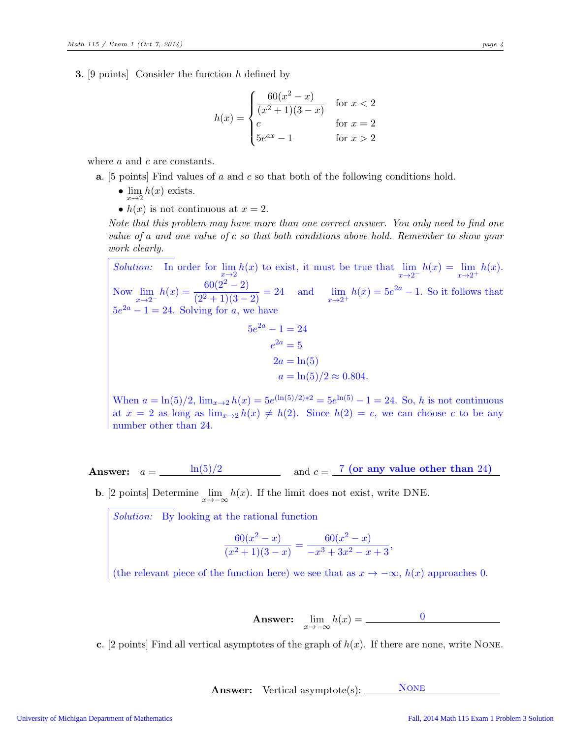**3.** [9 points] Consider the function $h$ defined by

$$h(x) = \begin{cases} \dfrac{60(x^2 - x)}{(x^2+1)(3-x)} & \text{for } x < 2 \\ c & \text{for } x = 2 \\ 5e^{ax} - 1 & \text{for } x > 2 \end{cases}$$

where $a$ and $c$ are constants.

**a.** [5 points] Find values of $a$ and $c$ so that both of the following conditions hold.

- $\lim\limits_{x \to 2} h(x)$ exists.
- $h(x)$ is not continuous at $x = 2$.

*Note that this problem may have more than one correct answer. You only need to find one value of $a$ and one value of $c$ so that both conditions above hold. Remember to show your work clearly.*

*Solution:* In order for $\lim\limits_{x\to 2} h(x)$ to exist, it must be true that $\lim\limits_{x\to 2^-} h(x) = \lim\limits_{x \to 2^+} h(x)$. Now $\lim\limits_{x\to 2^-} h(x) = \dfrac{60(2^2-2)}{(2^2+1)(3-2)} = 24$ and $\lim\limits_{x\to 2^+} h(x) = 5e^{2a} - 1$. So it follows that $5e^{2a} - 1 = 24$. Solving for $a$, we have

$$5e^{2a} - 1 = 24$$
$$e^{2a} = 5$$
$$2a = \ln(5)$$
$$a = \ln(5)/2 \approx 0.804.$$

When $a = \ln(5)/2$, $\lim_{x\to 2} h(x) = 5e^{(\ln(5)/2)*2} = 5e^{\ln(5)} - 1 = 24$. So, $h$ is not continuous at $x = 2$ as long as $\lim_{x\to 2} h(x) \neq h(2)$. Since $h(2) = c$, we can choose $c$ to be any number other than 24.

**Answer:** $a =$ $\ln(5)/2$ and $c =$ **7 (or any value other than 24)**

**b.** [2 points] Determine $\lim\limits_{x\to -\infty} h(x)$. If the limit does not exist, write DNE.

*Solution:* By looking at the rational function

$$\frac{60(x^2-x)}{(x^2+1)(3-x)} = \frac{60(x^2-x)}{-x^3+3x^2-x+3},$$

(the relevant piece of the function here) we see that as $x \to -\infty$, $h(x)$ approaches 0.

**Answer:** $\lim\limits_{x\to -\infty} h(x) =$ 0

**c.** [2 points] Find all vertical asymptotes of the graph of $h(x)$. If there are none, write None.

**Answer:** Vertical asymptote(s): None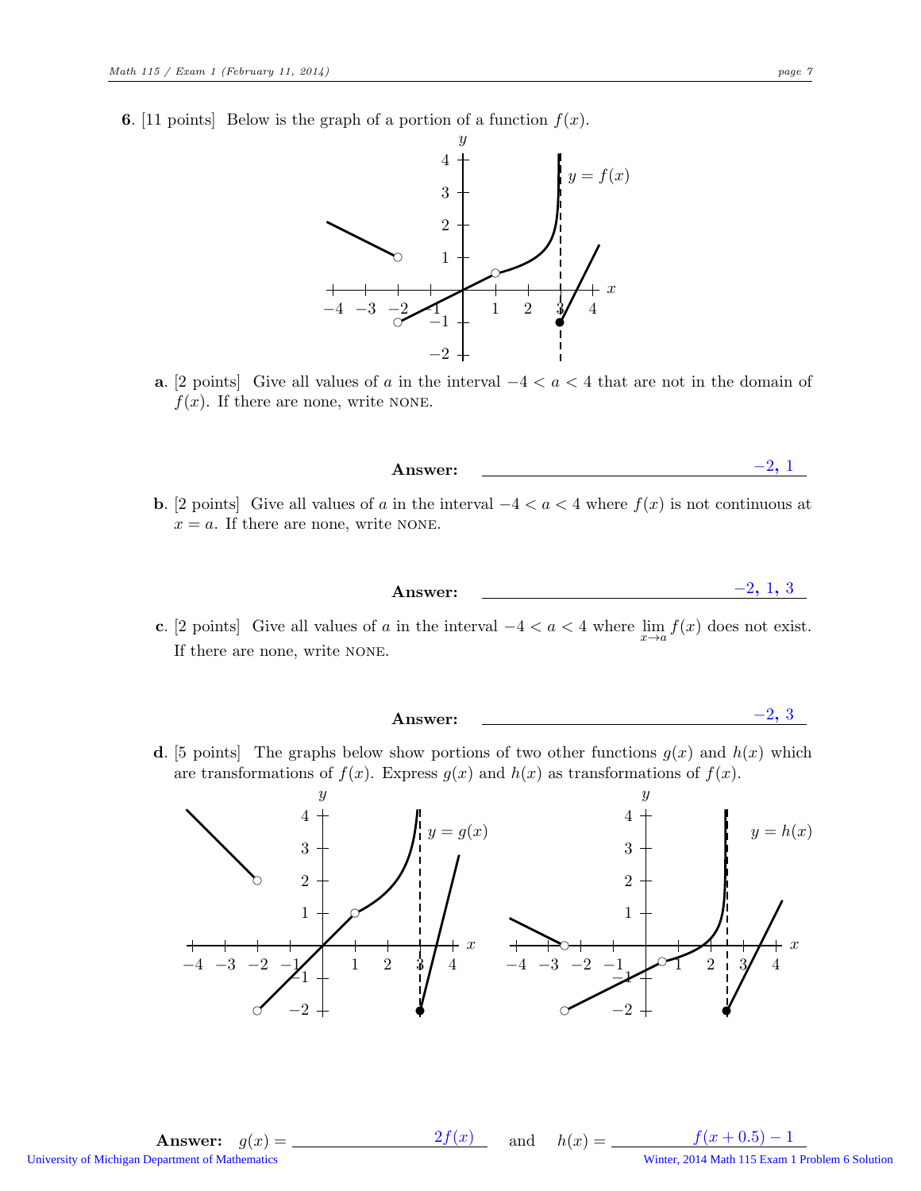**6**. [11 points] Below is the graph of a portion of a function $f(x)$.

$y$

4
3
2
1
−1
−2

$-4 \quad -3 \quad -2 \quad -1 \quad 1 \quad 2 \quad 3 \quad 4$ $x$

$y = f(x)$

**a**. [2 points] Give all values of $a$ in the interval $-4 < a < 4$ that are not in the domain of $f(x)$. If there are none, write NONE.

**Answer:** $-2,\ 1$

**b**. [2 points] Give all values of $a$ in the interval $-4 < a < 4$ where $f(x)$ is not continuous at $x = a$. If there are none, write NONE.

**Answer:** $-2,\ 1,\ 3$

**c**. [2 points] Give all values of $a$ in the interval $-4 < a < 4$ where $\lim_{x \to a} f(x)$ does not exist. If there are none, write NONE.

**Answer:** $-2,\ 3$

**d**. [5 points] The graphs below show portions of two other functions $g(x)$ and $h(x)$ which are transformations of $f(x)$. Express $g(x)$ and $h(x)$ as transformations of $f(x)$.

$y$

4
3
2
1
−1
−2

$-4 \quad -3 \quad -2 \quad -1 \quad 1 \quad 2 \quad 3 \quad 4$ $x$

$y = g(x)$

$y$

4
3
2
1
−1
−2

$-4 \quad -3 \quad -2 \quad -1 \quad 1 \quad 2 \quad 3 \quad 4$ $x$

$y = h(x)$

**Answer:** $g(x) =$ $2f(x)$ and $h(x) =$ $f(x + 0.5) - 1$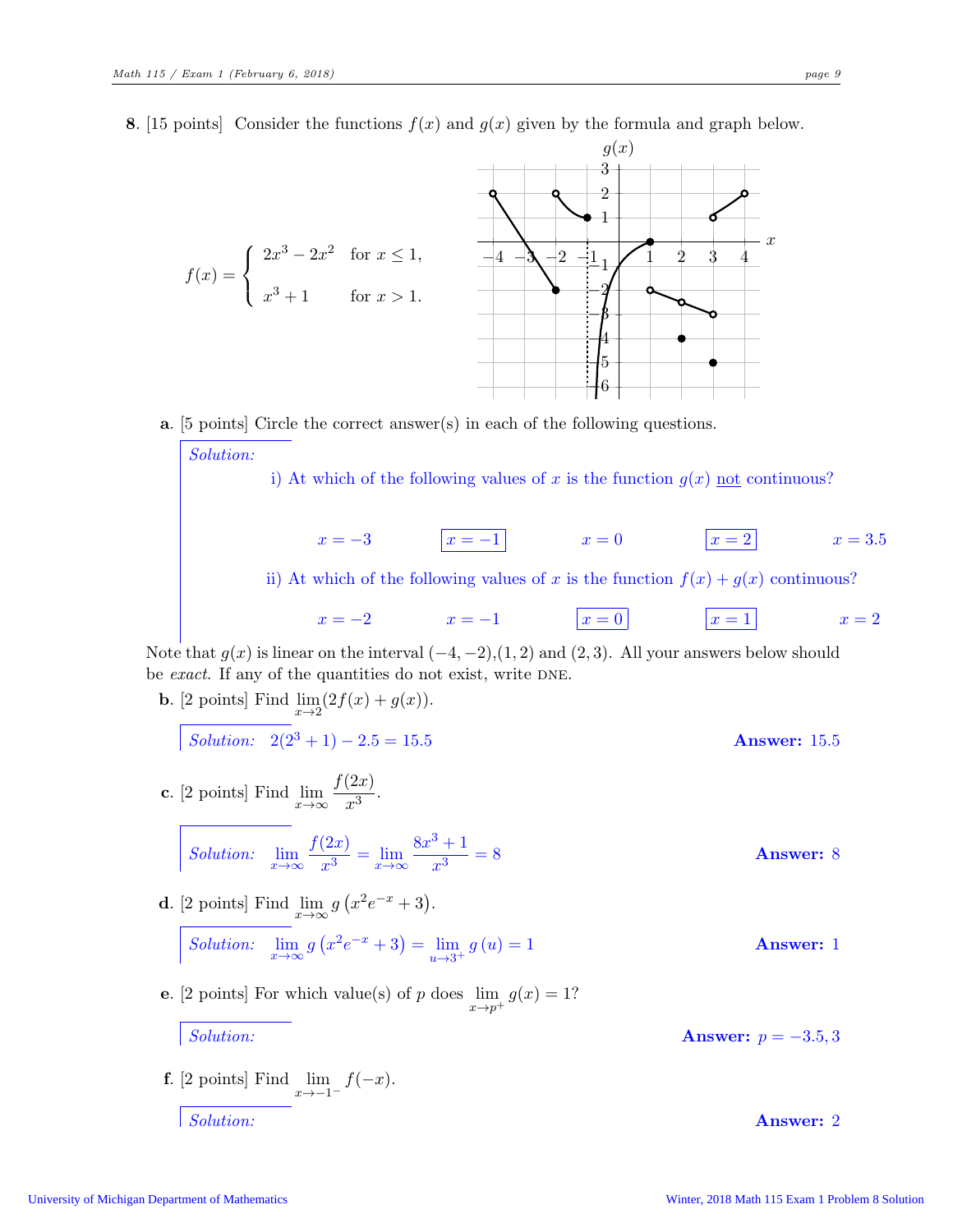**8.** [15 points] Consider the functions $f(x)$ and $g(x)$ given by the formula and graph below.

$$f(x) = \begin{cases} 2x^3 - 2x^2 & \text{for } x \leq 1, \\ x^3 + 1 & \text{for } x > 1. \end{cases}$$

$g(x)$

3
2
1
$x$
−4 −3 −2 −1 1 2 3 4
−1
−2
−3
−4
−5
−6

**a.** [5 points] Circle the correct answer(s) in each of the following questions.

*Solution:*

i) At which of the following values of $x$ is the function $g(x)$ <u>not</u> continuous?

$x = -3$ &emsp; $\boxed{x = -1}$ &emsp; $x = 0$ &emsp; $\boxed{x = 2}$ &emsp; $x = 3.5$

ii) At which of the following values of $x$ is the function $f(x) + g(x)$ continuous?

$x = -2$ &emsp; $x = -1$ &emsp; $\boxed{x = 0}$ &emsp; $\boxed{x = 1}$ &emsp; $x = 2$

Note that $g(x)$ is linear on the interval $(-4, -2)$,$(1, 2)$ and $(2, 3)$. All your answers below should be *exact*. If any of the quantities do not exist, write DNE.

**b.** [2 points] Find $\lim_{x \to 2} (2f(x) + g(x))$.

*Solution:* $2(2^3 + 1) - 2.5 = 15.5$

**Answer:** 15.5

**c.** [2 points] Find $\lim_{x \to \infty} \frac{f(2x)}{x^3}$.

*Solution:* $\lim_{x \to \infty} \frac{f(2x)}{x^3} = \lim_{x \to \infty} \frac{8x^3 + 1}{x^3} = 8$

**Answer:** 8

**d.** [2 points] Find $\lim_{x \to \infty} g\left(x^2 e^{-x} + 3\right)$.

*Solution:* $\lim_{x \to \infty} g\left(x^2 e^{-x} + 3\right) = \lim_{u \to 3^+} g(u) = 1$

**Answer:** 1

**e.** [2 points] For which value(s) of $p$ does $\lim_{x \to p^+} g(x) = 1$?

*Solution:*

**Answer:** $p = -3.5, 3$

**f.** [2 points] Find $\lim_{x \to -1^-} f(-x)$.

*Solution:*

**Answer:** 2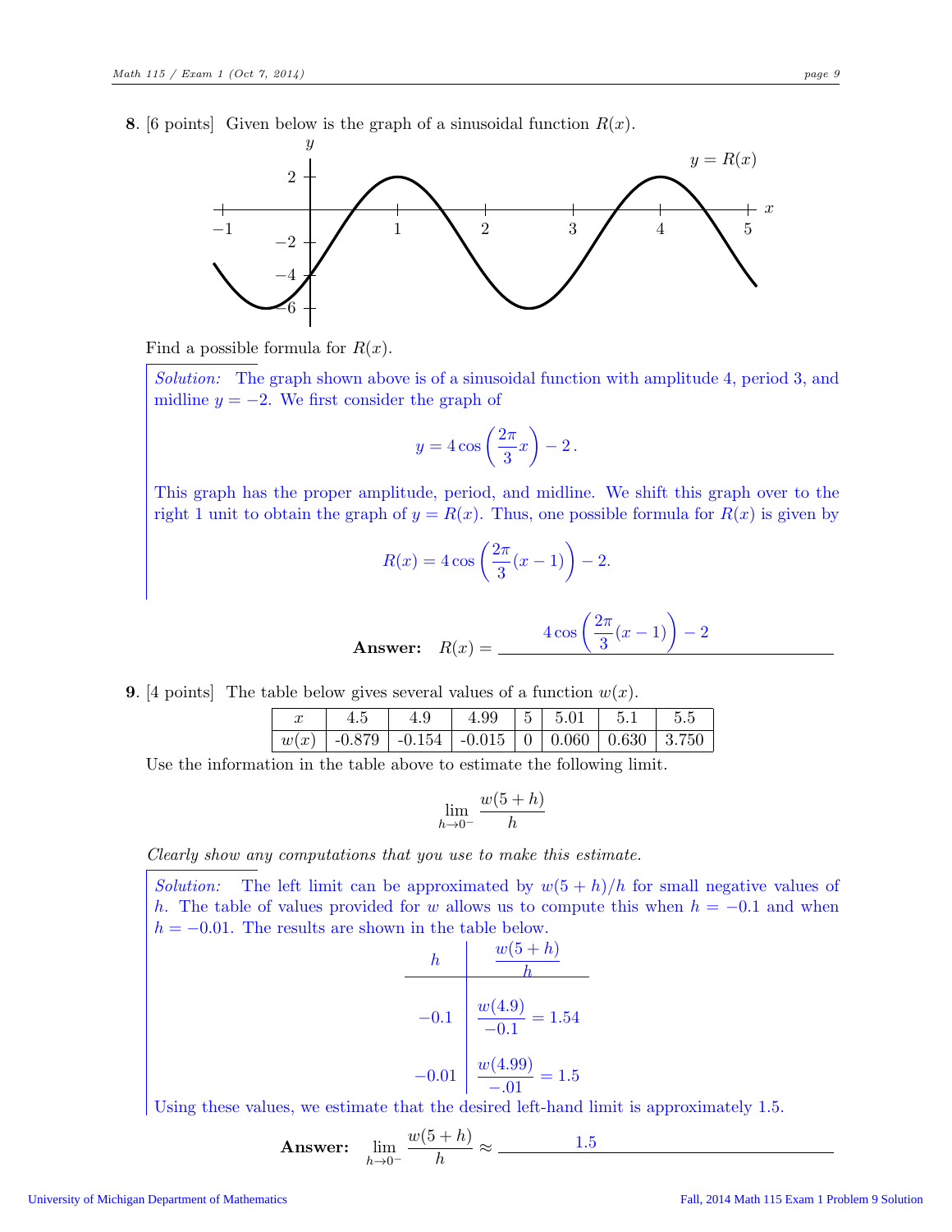**8.** [6 points] Given below is the graph of a sinusoidal function $R(x)$.

$y = R(x)$

y

x

2

−2

−4

−6

−1

1

2

3

4

5

Find a possible formula for $R(x)$.

*Solution:* The graph shown above is of a sinusoidal function with amplitude 4, period 3, and midline $y = -2$. We first consider the graph of

$$y = 4\cos\left(\frac{2\pi}{3}x\right) - 2\,.$$

This graph has the proper amplitude, period, and midline. We shift this graph over to the right 1 unit to obtain the graph of $y = R(x)$. Thus, one possible formula for $R(x)$ is given by

$$R(x) = 4\cos\left(\frac{2\pi}{3}(x-1)\right) - 2.$$

**Answer:** $R(x) =$ $4\cos\left(\frac{2\pi}{3}(x-1)\right) - 2$

**9.** [4 points] The table below gives several values of a function $w(x)$.

| $x$ | 4.5 | 4.9 | 4.99 | 5 | 5.01 | 5.1 | 5.5 |
|---|---|---|---|---|---|---|---|
| $w(x)$ | -0.879 | -0.154 | -0.015 | 0 | 0.060 | 0.630 | 3.750 |

Use the information in the table above to estimate the following limit.

$$\lim_{h\to 0^-} \frac{w(5+h)}{h}$$

*Clearly show any computations that you use to make this estimate.*

*Solution:* The left limit can be approximated by $w(5+h)/h$ for small negative values of $h$. The table of values provided for $w$ allows us to compute this when $h = -0.1$ and when $h = -0.01$. The results are shown in the table below.

| $h$ | $\frac{w(5+h)}{h}$ |
|---|---|
| $-0.1$ | $\frac{w(4.9)}{-0.1} = 1.54$ |
| $-0.01$ | $\frac{w(4.99)}{-.01} = 1.5$ |

Using these values, we estimate that the desired left-hand limit is approximately 1.5.

**Answer:** $\lim_{h\to 0^-} \frac{w(5+h)}{h} \approx$ 1.5